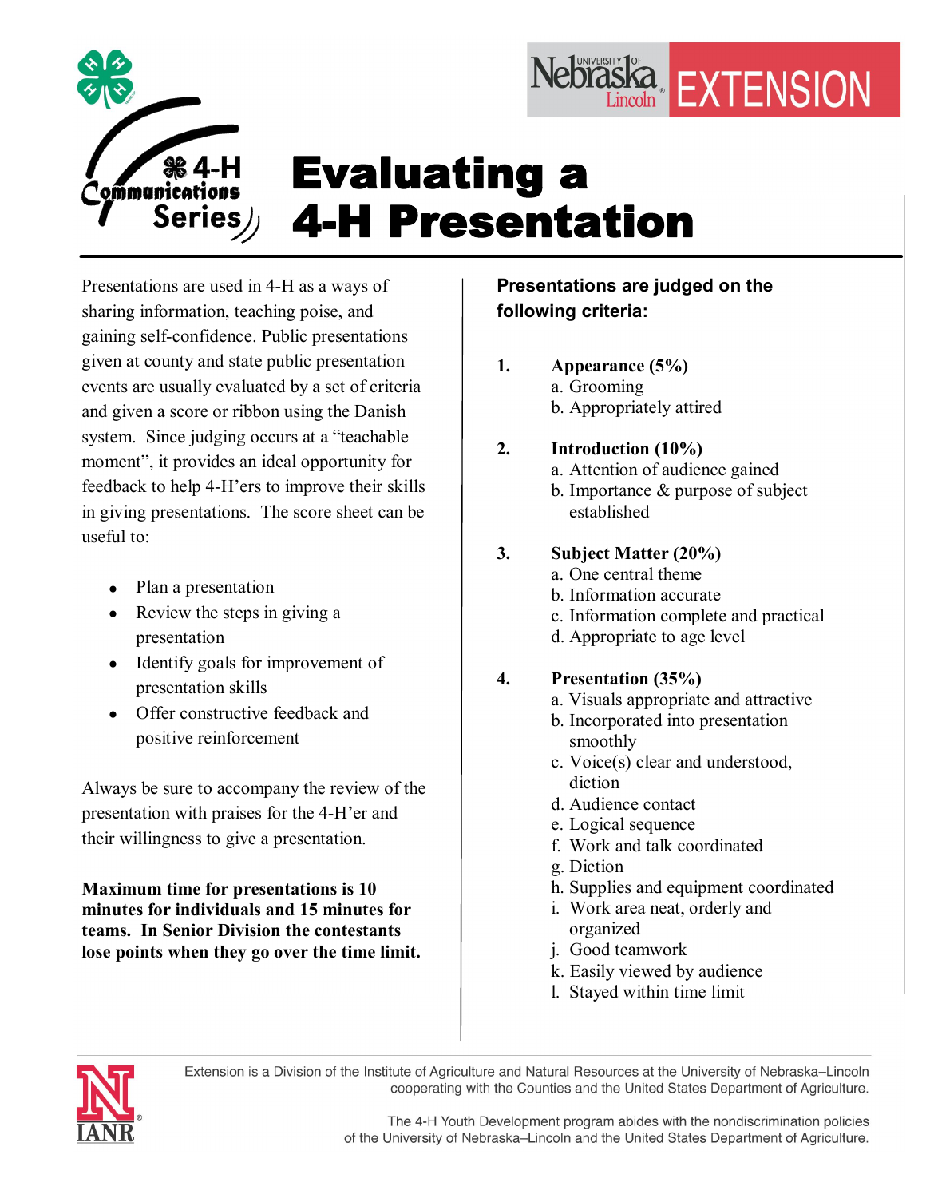4-H Communications Series

University of Nebraska Lincoln EXTENSION

# Evaluating a 4-H Presentation

Presentations are used in 4-H as a ways of sharing information, teaching poise, and gaining self-confidence. Public presentations given at county and state public presentation events are usually evaluated by a set of criteria and given a score or ribbon using the Danish system. Since judging occurs at a "teachable moment", it provides an ideal opportunity for feedback to help 4-H'ers to improve their skills in giving presentations. The score sheet can be useful to:

- Plan a presentation
- Review the steps in giving a presentation
- Identify goals for improvement of presentation skills
- Offer constructive feedback and positive reinforcement

Always be sure to accompany the review of the presentation with praises for the 4-H'er and their willingness to give a presentation.

**Maximum time for presentations is 10 minutes for individuals and 15 minutes for teams. In Senior Division the contestants lose points when they go over the time limit.**

**Presentations are judged on the following criteria:**

1. **Appearance (5%)**
   a. Grooming
   b. Appropriately attired

2. **Introduction (10%)**
   a. Attention of audience gained
   b. Importance & purpose of subject established

3. **Subject Matter (20%)**
   a. One central theme
   b. Information accurate
   c. Information complete and practical
   d. Appropriate to age level

4. **Presentation (35%)**
   a. Visuals appropriate and attractive
   b. Incorporated into presentation smoothly
   c. Voice(s) clear and understood, diction
   d. Audience contact
   e. Logical sequence
   f. Work and talk coordinated
   g. Diction
   h. Supplies and equipment coordinated
   i. Work area neat, orderly and organized
   j. Good teamwork
   k. Easily viewed by audience
   l. Stayed within time limit

Extension is a Division of the Institute of Agriculture and Natural Resources at the University of Nebraska–Lincoln cooperating with the Counties and the United States Department of Agriculture.

The 4-H Youth Development program abides with the nondiscrimination policies of the University of Nebraska–Lincoln and the United States Department of Agriculture.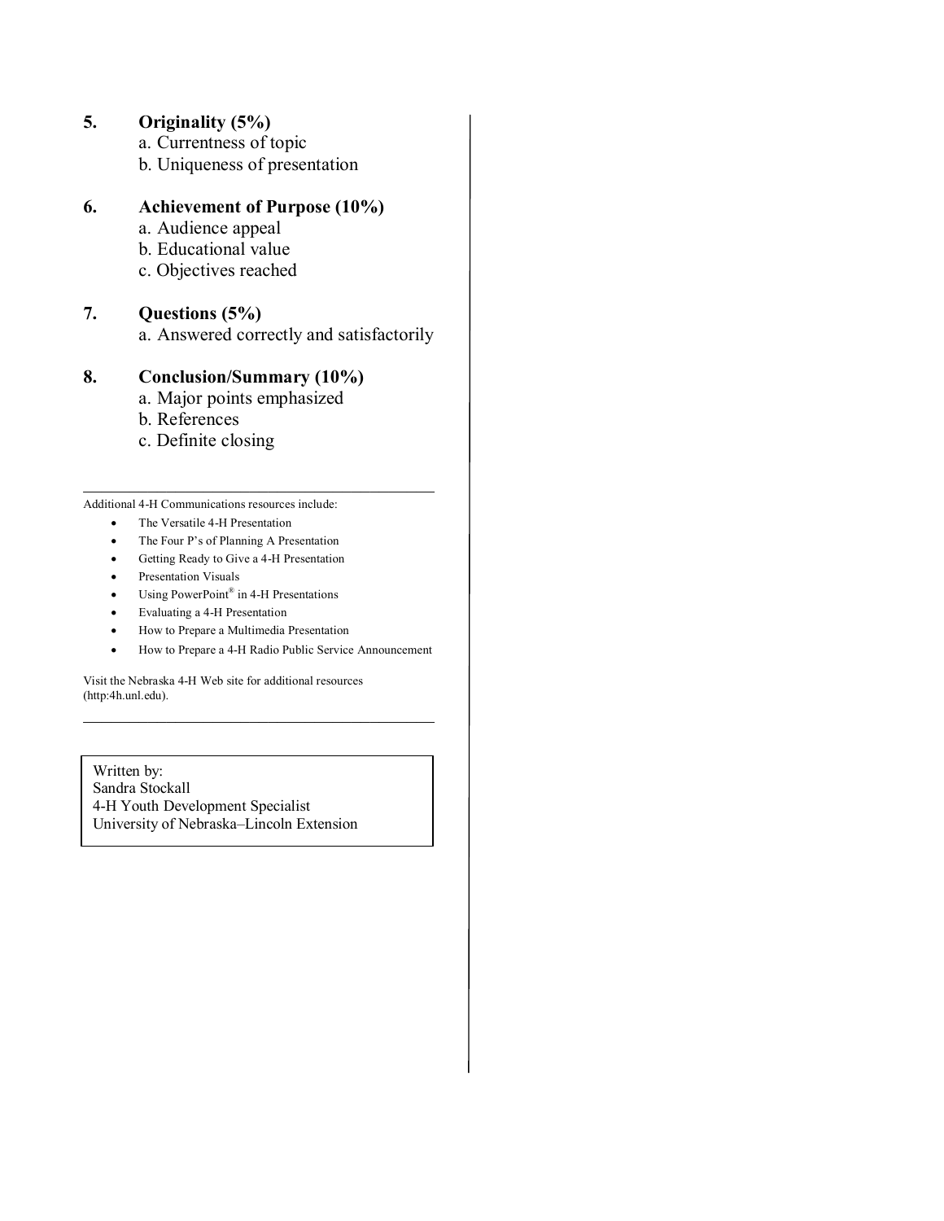**5. Originality (5%)**

a. Currentness of topic
b. Uniqueness of presentation

**6. Achievement of Purpose (10%)**

a. Audience appeal
b. Educational value
c. Objectives reached

**7. Questions (5%)**

a. Answered correctly and satisfactorily

**8. Conclusion/Summary (10%)**

a. Major points emphasized
b. References
c. Definite closing

---

Additional 4-H Communications resources include:

- The Versatile 4-H Presentation
- The Four P's of Planning A Presentation
- Getting Ready to Give a 4-H Presentation
- Presentation Visuals
- Using PowerPoint® in 4-H Presentations
- Evaluating a 4-H Presentation
- How to Prepare a Multimedia Presentation
- How to Prepare a 4-H Radio Public Service Announcement

Visit the Nebraska 4-H Web site for additional resources (http:4h.unl.edu).

---

Written by:
Sandra Stockall
4-H Youth Development Specialist
University of Nebraska–Lincoln Extension